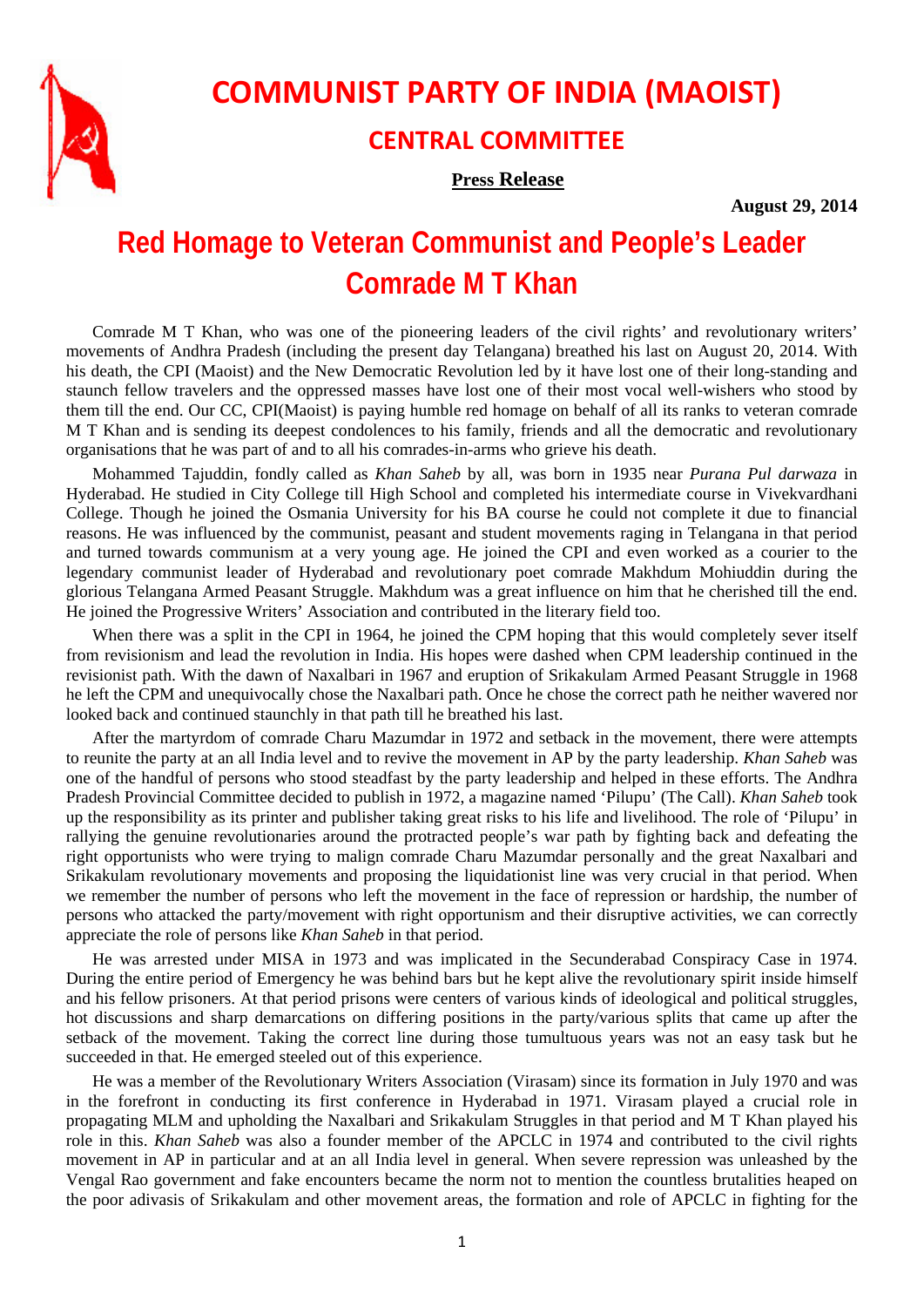# COMMUNIST PARTY OF INDIA (MAOIST)

## CENTRAL COMMITTEE

**Press Release**

**August 29, 2014**

# Red Homage to Veteran Communist and People's Leader Comrade M T Khan

Comrade M T Khan, who was one of the pioneering leaders of the civil rights' and revolutionary writers' movements of Andhra Pradesh (including the present day Telangana) breathed his last on August 20, 2014. With his death, the CPI (Maoist) and the New Democratic Revolution led by it have lost one of their long-standing and staunch fellow travelers and the oppressed masses have lost one of their most vocal well-wishers who stood by them till the end. Our CC, CPI(Maoist) is paying humble red homage on behalf of all its ranks to veteran comrade M T Khan and is sending its deepest condolences to his family, friends and all the democratic and revolutionary organisations that he was part of and to all his comrades-in-arms who grieve his death.

Mohammed Tajuddin, fondly called as *Khan Saheb* by all, was born in 1935 near *Purana Pul darwaza* in Hyderabad. He studied in City College till High School and completed his intermediate course in Vivekvardhani College. Though he joined the Osmania University for his BA course he could not complete it due to financial reasons. He was influenced by the communist, peasant and student movements raging in Telangana in that period and turned towards communism at a very young age. He joined the CPI and even worked as a courier to the legendary communist leader of Hyderabad and revolutionary poet comrade Makhdum Mohiuddin during the glorious Telangana Armed Peasant Struggle. Makhdum was a great influence on him that he cherished till the end. He joined the Progressive Writers' Association and contributed in the literary field too.

When there was a split in the CPI in 1964, he joined the CPM hoping that this would completely sever itself from revisionism and lead the revolution in India. His hopes were dashed when CPM leadership continued in the revisionist path. With the dawn of Naxalbari in 1967 and eruption of Srikakulam Armed Peasant Struggle in 1968 he left the CPM and unequivocally chose the Naxalbari path. Once he chose the correct path he neither wavered nor looked back and continued staunchly in that path till he breathed his last.

After the martyrdom of comrade Charu Mazumdar in 1972 and setback in the movement, there were attempts to reunite the party at an all India level and to revive the movement in AP by the party leadership. *Khan Saheb* was one of the handful of persons who stood steadfast by the party leadership and helped in these efforts. The Andhra Pradesh Provincial Committee decided to publish in 1972, a magazine named 'Pilupu' (The Call). *Khan Saheb* took up the responsibility as its printer and publisher taking great risks to his life and livelihood. The role of 'Pilupu' in rallying the genuine revolutionaries around the protracted people's war path by fighting back and defeating the right opportunists who were trying to malign comrade Charu Mazumdar personally and the great Naxalbari and Srikakulam revolutionary movements and proposing the liquidationist line was very crucial in that period. When we remember the number of persons who left the movement in the face of repression or hardship, the number of persons who attacked the party/movement with right opportunism and their disruptive activities, we can correctly appreciate the role of persons like *Khan Saheb* in that period.

He was arrested under MISA in 1973 and was implicated in the Secunderabad Conspiracy Case in 1974. During the entire period of Emergency he was behind bars but he kept alive the revolutionary spirit inside himself and his fellow prisoners. At that period prisons were centers of various kinds of ideological and political struggles, hot discussions and sharp demarcations on differing positions in the party/various splits that came up after the setback of the movement. Taking the correct line during those tumultuous years was not an easy task but he succeeded in that. He emerged steeled out of this experience.

He was a member of the Revolutionary Writers Association (Virasam) since its formation in July 1970 and was in the forefront in conducting its first conference in Hyderabad in 1971. Virasam played a crucial role in propagating MLM and upholding the Naxalbari and Srikakulam Struggles in that period and M T Khan played his role in this. *Khan Saheb* was also a founder member of the APCLC in 1974 and contributed to the civil rights movement in AP in particular and at an all India level in general. When severe repression was unleashed by the Vengal Rao government and fake encounters became the norm not to mention the countless brutalities heaped on the poor adivasis of Srikakulam and other movement areas, the formation and role of APCLC in fighting for the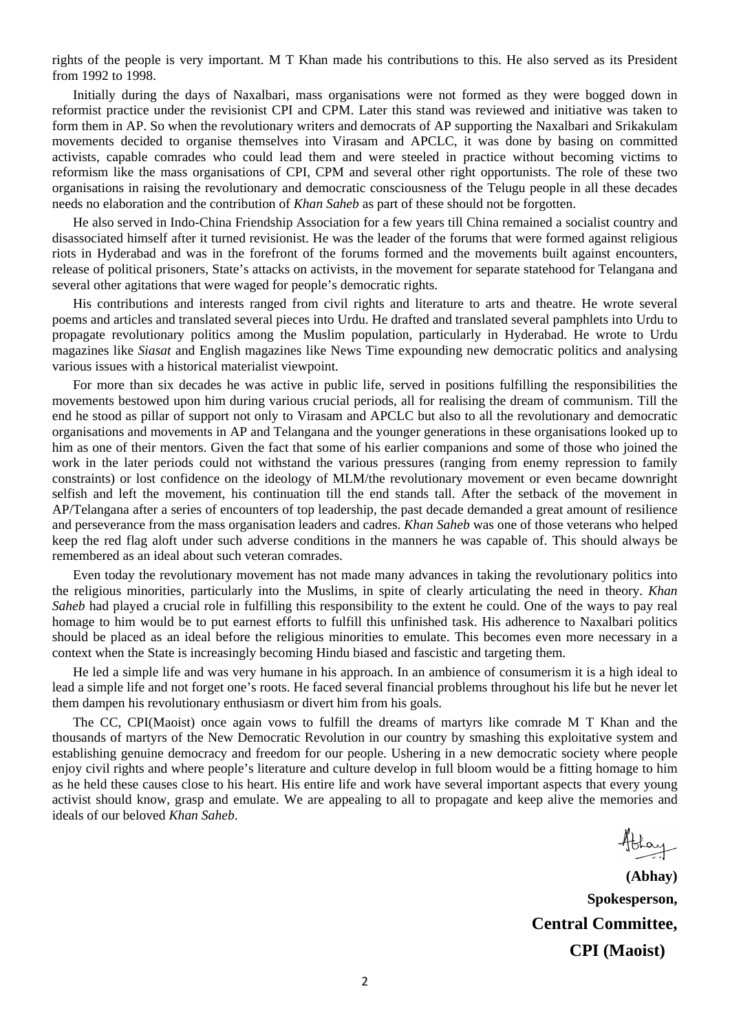rights of the people is very important. M T Khan made his contributions to this. He also served as its President from 1992 to 1998.

Initially during the days of Naxalbari, mass organisations were not formed as they were bogged down in reformist practice under the revisionist CPI and CPM. Later this stand was reviewed and initiative was taken to form them in AP. So when the revolutionary writers and democrats of AP supporting the Naxalbari and Srikakulam movements decided to organise themselves into Virasam and APCLC, it was done by basing on committed activists, capable comrades who could lead them and were steeled in practice without becoming victims to reformism like the mass organisations of CPI, CPM and several other right opportunists. The role of these two organisations in raising the revolutionary and democratic consciousness of the Telugu people in all these decades needs no elaboration and the contribution of *Khan Saheb* as part of these should not be forgotten.

He also served in Indo-China Friendship Association for a few years till China remained a socialist country and disassociated himself after it turned revisionist. He was the leader of the forums that were formed against religious riots in Hyderabad and was in the forefront of the forums formed and the movements built against encounters, release of political prisoners, State's attacks on activists, in the movement for separate statehood for Telangana and several other agitations that were waged for people's democratic rights.

His contributions and interests ranged from civil rights and literature to arts and theatre. He wrote several poems and articles and translated several pieces into Urdu. He drafted and translated several pamphlets into Urdu to propagate revolutionary politics among the Muslim population, particularly in Hyderabad. He wrote to Urdu magazines like *Siasat* and English magazines like News Time expounding new democratic politics and analysing various issues with a historical materialist viewpoint.

For more than six decades he was active in public life, served in positions fulfilling the responsibilities the movements bestowed upon him during various crucial periods, all for realising the dream of communism. Till the end he stood as pillar of support not only to Virasam and APCLC but also to all the revolutionary and democratic organisations and movements in AP and Telangana and the younger generations in these organisations looked up to him as one of their mentors. Given the fact that some of his earlier companions and some of those who joined the work in the later periods could not withstand the various pressures (ranging from enemy repression to family constraints) or lost confidence on the ideology of MLM/the revolutionary movement or even became downright selfish and left the movement, his continuation till the end stands tall. After the setback of the movement in AP/Telangana after a series of encounters of top leadership, the past decade demanded a great amount of resilience and perseverance from the mass organisation leaders and cadres. *Khan Saheb* was one of those veterans who helped keep the red flag aloft under such adverse conditions in the manners he was capable of. This should always be remembered as an ideal about such veteran comrades.

Even today the revolutionary movement has not made many advances in taking the revolutionary politics into the religious minorities, particularly into the Muslims, in spite of clearly articulating the need in theory. *Khan Saheb* had played a crucial role in fulfilling this responsibility to the extent he could. One of the ways to pay real homage to him would be to put earnest efforts to fulfil this unfinished task. His adherence to Naxalbari politics should be placed as an ideal before the religious minorities to emulate. This becomes even more necessary in a context when the State is increasingly becoming Hindu biased and fascistic and targeting them.

He led a simple life and was very humane in his approach. In an ambience of consumerism it is a high ideal to lead a simple life and not forget one's roots. He faced several financial problems throughout his life but he never let them dampen his revolutionary enthusiasm or divert him from his goals.

The CC, CPI(Maoist) once again vows to fulfill the dreams of martyrs like comrade M T Khan and the thousands of martyrs of the New Democratic Revolution in our country by smashing this exploitative system and establishing genuine democracy and freedom for our people. Ushering in a new democratic society where people enjoy civil rights and where people's literature and culture develop in full bloom would be a fitting homage to him as he held these causes close to his heart. His entire life and work have several important aspects that every young activist should know, grasp and emulate. We are appealing to all to propagate and keep alive the memories and ideals of our beloved *Khan Saheb*.

Abhay

**(Abhay)**

**Spokesperson,**

**Central Committee,**

**CPI (Maoist)**